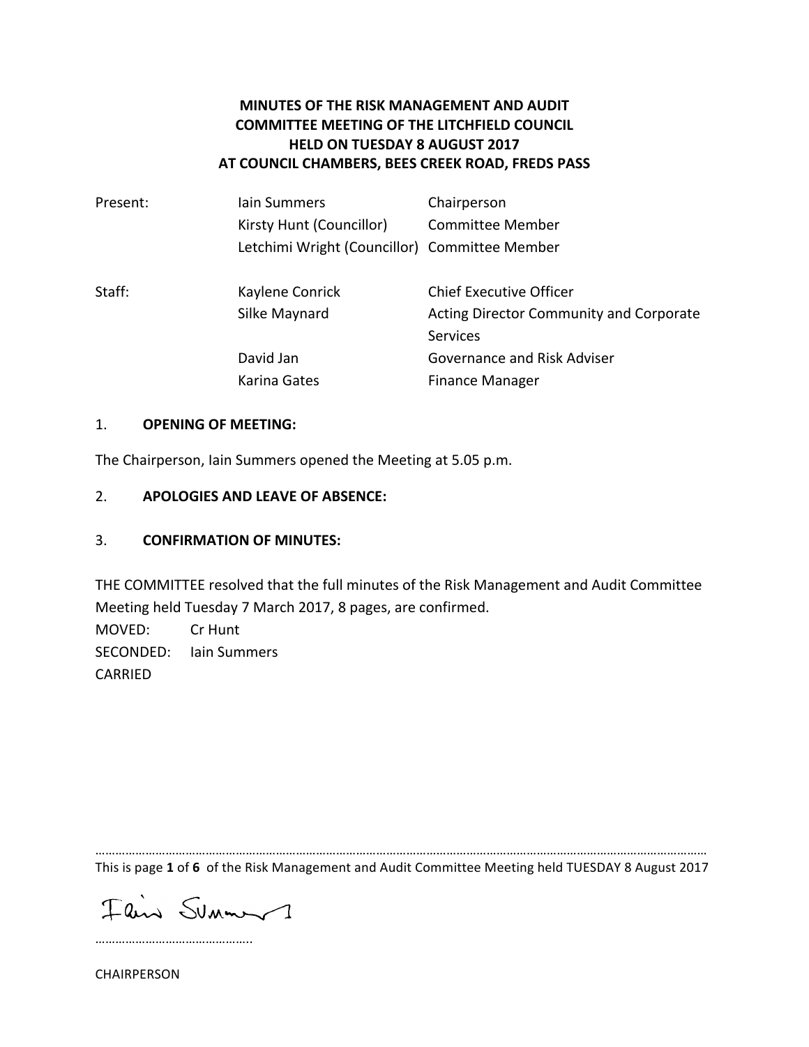# MINUTES OF THE RISK MANAGEMENT AND AUDIT COMMITTEE MEETING OF THE LITCHFIELD COUNCIL HELD ON TUESDAY 8 AUGUST 2017 AT COUNCIL CHAMBERS, BEES CREEK ROAD, FREDS PASS

| | | |
|---|---|---|
| Present: | Iain Summers | Chairperson |
| | Kirsty Hunt (Councillor) | Committee Member |
| | Letchimi Wright (Councillor) | Committee Member |
| Staff: | Kaylene Conrick | Chief Executive Officer |
| | Silke Maynard | Acting Director Community and Corporate Services |
| | David Jan | Governance and Risk Adviser |
| | Karina Gates | Finance Manager |

## 1. OPENING OF MEETING:

The Chairperson, Iain Summers opened the Meeting at 5.05 p.m.

## 2. APOLOGIES AND LEAVE OF ABSENCE:

## 3. CONFIRMATION OF MINUTES:

THE COMMITTEE resolved that the full minutes of the Risk Management and Audit Committee Meeting held Tuesday 7 March 2017, 8 pages, are confirmed.

MOVED: Cr Hunt
SECONDED: Iain Summers
CARRIED

……………………………………………

CHAIRPERSON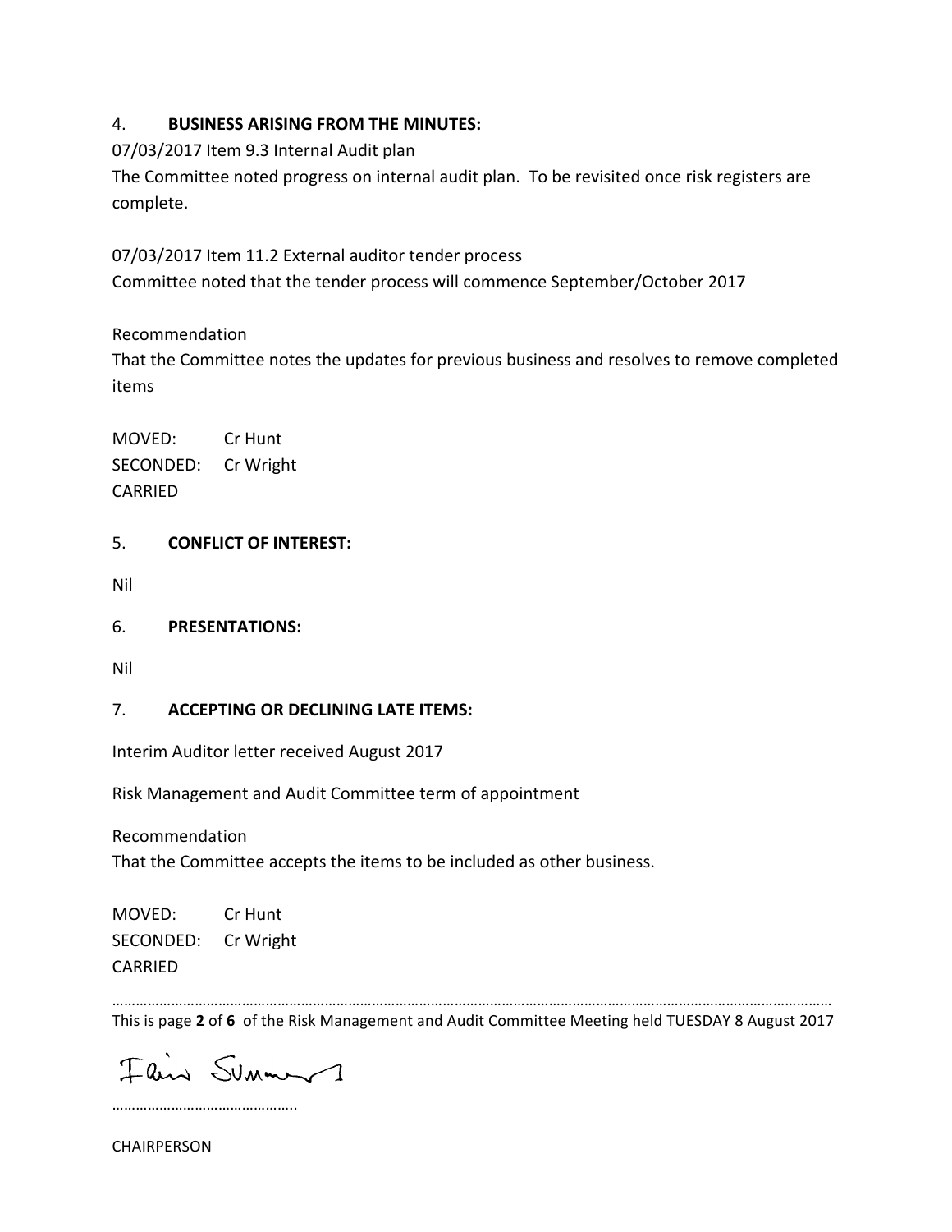## 4. **BUSINESS ARISING FROM THE MINUTES:**

07/03/2017 Item 9.3 Internal Audit plan

The Committee noted progress on internal audit plan. To be revisited once risk registers are complete.

07/03/2017 Item 11.2 External auditor tender process

Committee noted that the tender process will commence September/October 2017

Recommendation

That the Committee notes the updates for previous business and resolves to remove completed items

MOVED: Cr Hunt
SECONDED: Cr Wright
CARRIED

## 5. **CONFLICT OF INTEREST:**

Nil

## 6. **PRESENTATIONS:**

Nil

## 7. **ACCEPTING OR DECLINING LATE ITEMS:**

Interim Auditor letter received August 2017

Risk Management and Audit Committee term of appointment

Recommendation

That the Committee accepts the items to be included as other business.

MOVED: Cr Hunt
SECONDED: Cr Wright
CARRIED

This is page **2** of **6** of the Risk Management and Audit Committee Meeting held TUESDAY 8 August 2017

……………………………………….

CHAIRPERSON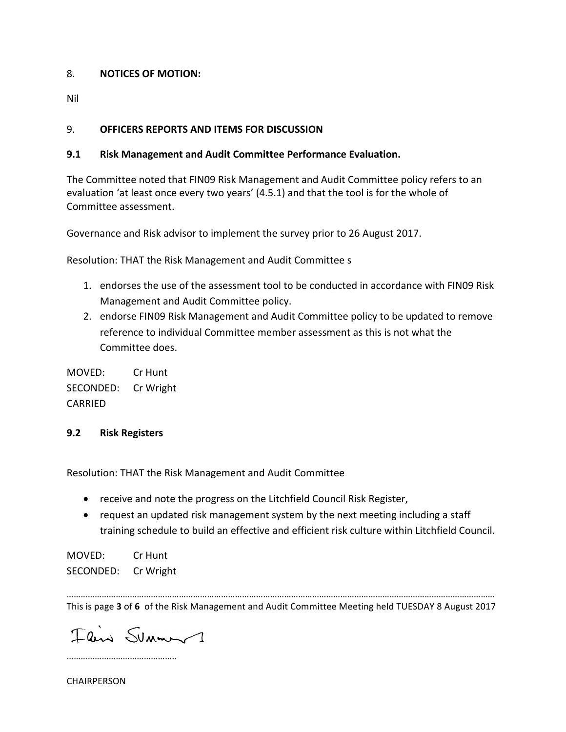8. **NOTICES OF MOTION:**

Nil

9. **OFFICERS REPORTS AND ITEMS FOR DISCUSSION**

**9.1 Risk Management and Audit Committee Performance Evaluation.**

The Committee noted that FIN09 Risk Management and Audit Committee policy refers to an evaluation 'at least once every two years' (4.5.1) and that the tool is for the whole of Committee assessment.

Governance and Risk advisor to implement the survey prior to 26 August 2017.

Resolution: THAT the Risk Management and Audit Committee s

1. endorses the use of the assessment tool to be conducted in accordance with FIN09 Risk Management and Audit Committee policy.
2. endorse FIN09 Risk Management and Audit Committee policy to be updated to remove reference to individual Committee member assessment as this is not what the Committee does.

MOVED: Cr Hunt
SECONDED: Cr Wright
CARRIED

**9.2 Risk Registers**

Resolution: THAT the Risk Management and Audit Committee

- receive and note the progress on the Litchfield Council Risk Register,
- request an updated risk management system by the next meeting including a staff training schedule to build an effective and efficient risk culture within Litchfield Council.

MOVED: Cr Hunt
SECONDED: Cr Wright

………………………………………..

CHAIRPERSON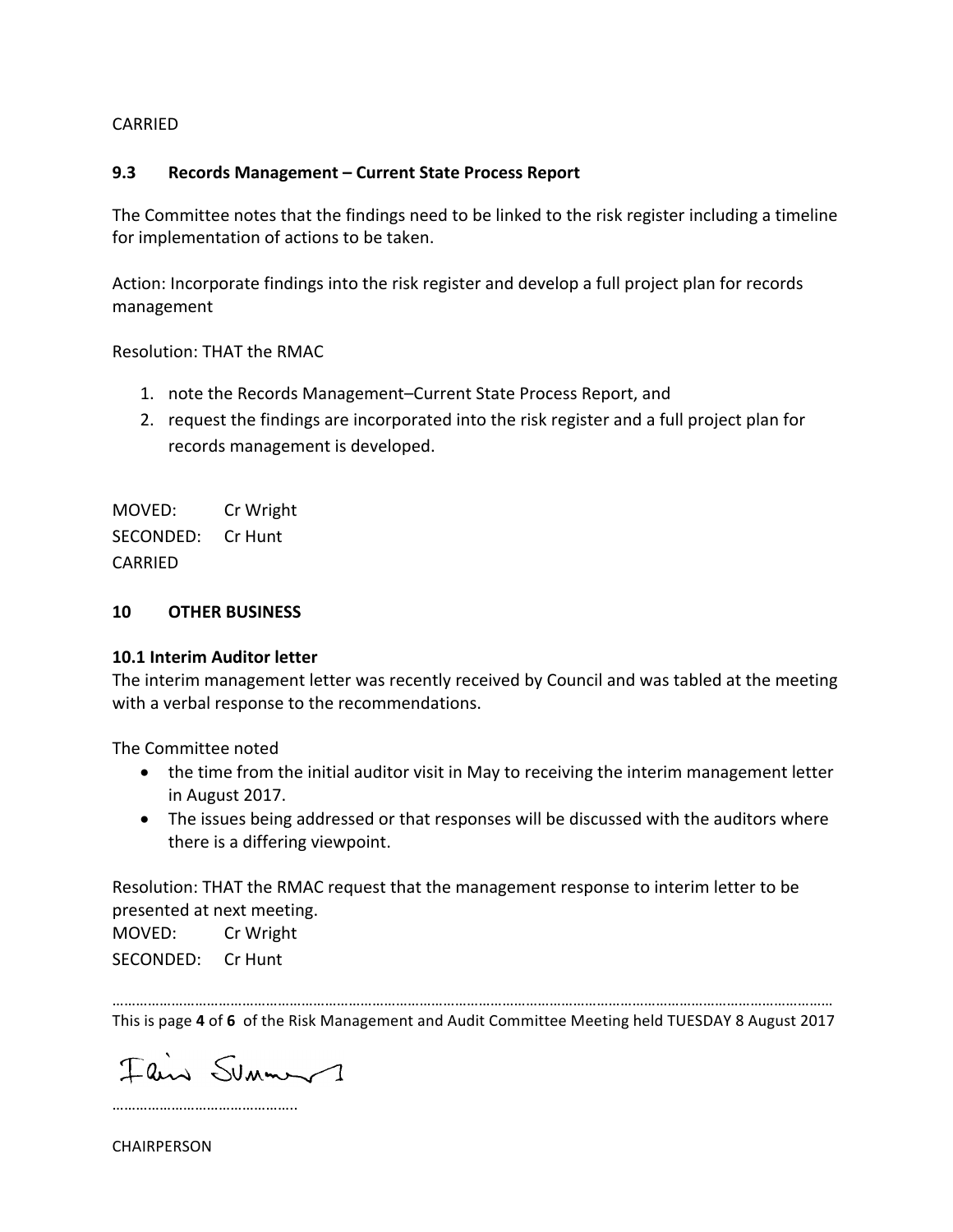CARRIED

**9.3 Records Management – Current State Process Report**

The Committee notes that the findings need to be linked to the risk register including a timeline for implementation of actions to be taken.

Action: Incorporate findings into the risk register and develop a full project plan for records management

Resolution: THAT the RMAC

1. note the Records Management–Current State Process Report, and
2. request the findings are incorporated into the risk register and a full project plan for records management is developed.

MOVED: Cr Wright
SECONDED: Cr Hunt
CARRIED

**10 OTHER BUSINESS**

**10.1 Interim Auditor letter**

The interim management letter was recently received by Council and was tabled at the meeting with a verbal response to the recommendations.

The Committee noted

- the time from the initial auditor visit in May to receiving the interim management letter in August 2017.
- The issues being addressed or that responses will be discussed with the auditors where there is a differing viewpoint.

Resolution: THAT the RMAC request that the management response to interim letter to be presented at next meeting.

MOVED: Cr Wright
SECONDED: Cr Hunt

……………………………………………………………………………………………………………………………………………………………

This is page **4** of **6** of the Risk Management and Audit Committee Meeting held TUESDAY 8 August 2017

Flair Summers

………………………………………..

CHAIRPERSON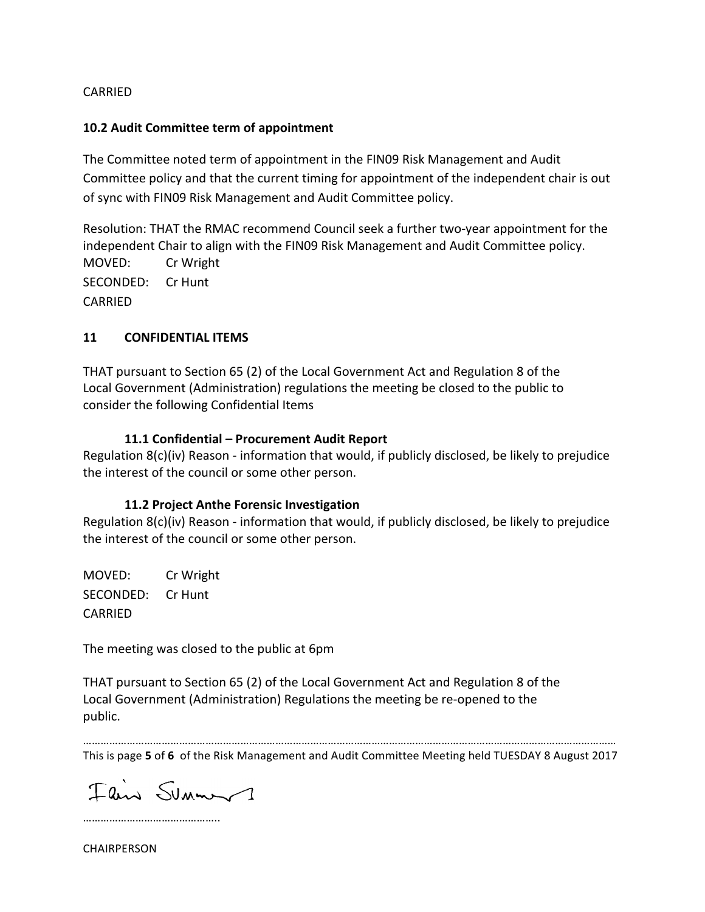CARRIED

**10.2 Audit Committee term of appointment**

The Committee noted term of appointment in the FIN09 Risk Management and Audit Committee policy and that the current timing for appointment of the independent chair is out of sync with FIN09 Risk Management and Audit Committee policy.

Resolution: THAT the RMAC recommend Council seek a further two-year appointment for the independent Chair to align with the FIN09 Risk Management and Audit Committee policy.
MOVED: Cr Wright
SECONDED: Cr Hunt
CARRIED

## 11 CONFIDENTIAL ITEMS

THAT pursuant to Section 65 (2) of the Local Government Act and Regulation 8 of the Local Government (Administration) regulations the meeting be closed to the public to consider the following Confidential Items

**11.1 Confidential – Procurement Audit Report**
Regulation 8(c)(iv) Reason - information that would, if publicly disclosed, be likely to prejudice the interest of the council or some other person.

**11.2 Project Anthe Forensic Investigation**
Regulation 8(c)(iv) Reason - information that would, if publicly disclosed, be likely to prejudice the interest of the council or some other person.

MOVED: Cr Wright
SECONDED: Cr Hunt
CARRIED

The meeting was closed to the public at 6pm

THAT pursuant to Section 65 (2) of the Local Government Act and Regulation 8 of the Local Government (Administration) Regulations the meeting be re-opened to the public.

This is page **5** of **6** of the Risk Management and Audit Committee Meeting held TUESDAY 8 August 2017

……………………………………….

CHAIRPERSON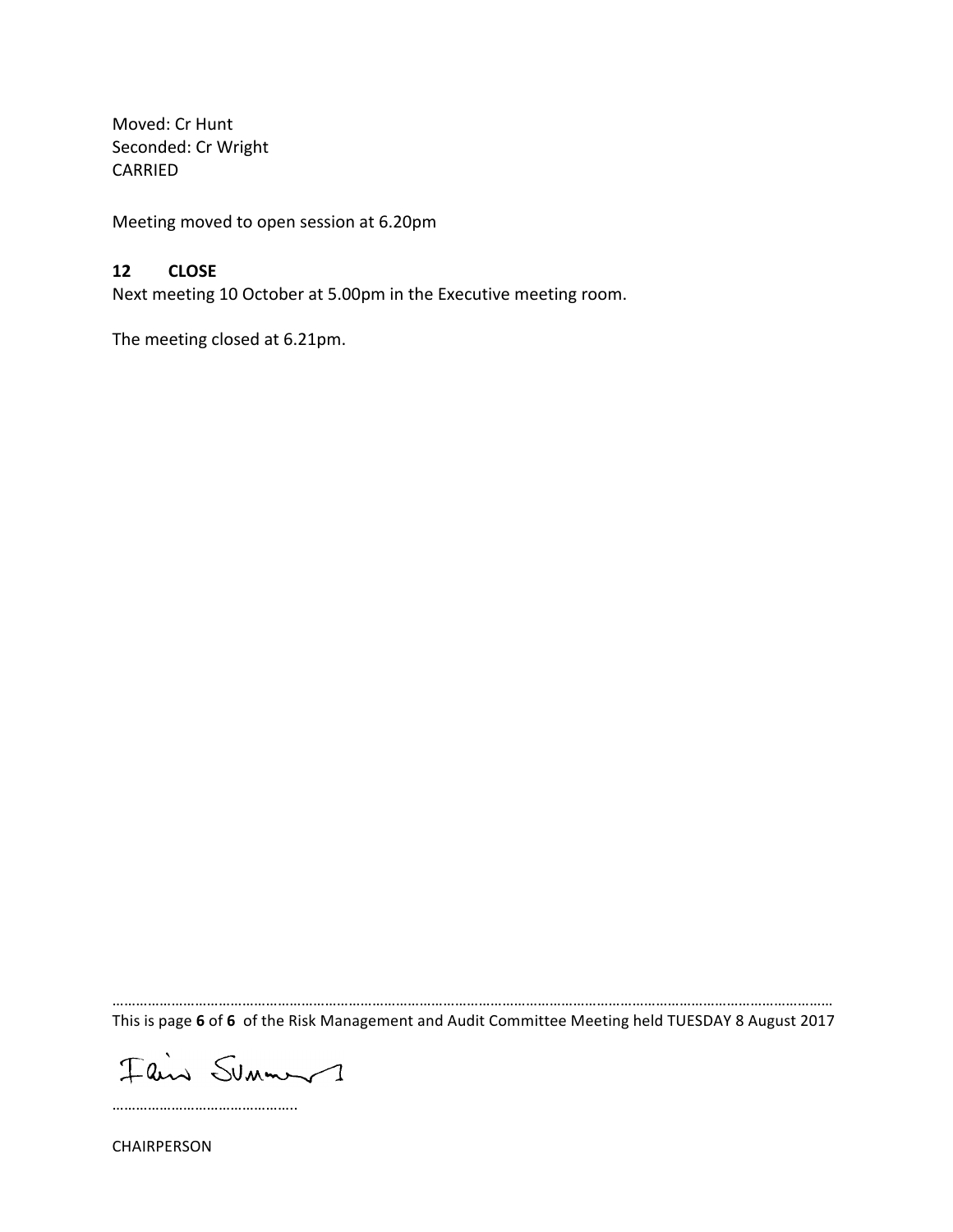Moved: Cr Hunt
Seconded: Cr Wright
CARRIED

Meeting moved to open session at 6.20pm

**12 CLOSE**

Next meeting 10 October at 5.00pm in the Executive meeting room.

The meeting closed at 6.21pm.

………………………………………..

CHAIRPERSON